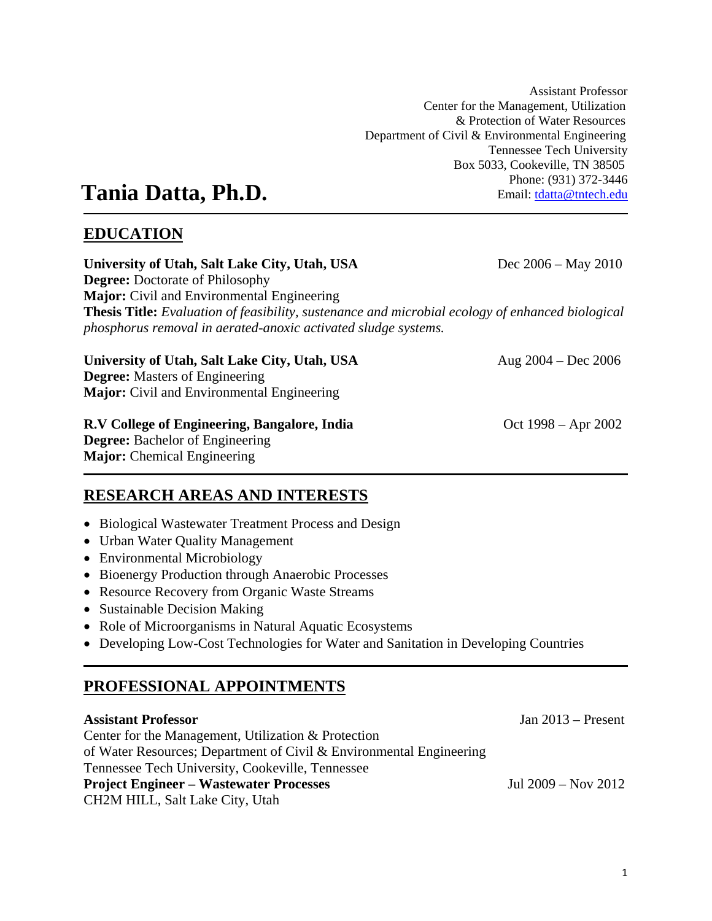Assistant Professor
Center for the Management, Utilization
& Protection of Water Resources
Department of Civil & Environmental Engineering
Tennessee Tech University
Box 5033, Cookeville, TN 38505
Phone: (931) 372-3446
Email: tdatta@tntech.edu

# Tania Datta, Ph.D.

## EDUCATION

**University of Utah, Salt Lake City, Utah, USA** Dec 2006 – May 2010
**Degree:** Doctorate of Philosophy
**Major:** Civil and Environmental Engineering
**Thesis Title:** *Evaluation of feasibility, sustenance and microbial ecology of enhanced biological phosphorus removal in aerated-anoxic activated sludge systems.*

**University of Utah, Salt Lake City, Utah, USA** Aug 2004 – Dec 2006
**Degree:** Masters of Engineering
**Major:** Civil and Environmental Engineering

**R.V College of Engineering, Bangalore, India** Oct 1998 – Apr 2002
**Degree:** Bachelor of Engineering
**Major:** Chemical Engineering

## RESEARCH AREAS AND INTERESTS

- Biological Wastewater Treatment Process and Design
- Urban Water Quality Management
- Environmental Microbiology
- Bioenergy Production through Anaerobic Processes
- Resource Recovery from Organic Waste Streams
- Sustainable Decision Making
- Role of Microorganisms in Natural Aquatic Ecosystems
- Developing Low-Cost Technologies for Water and Sanitation in Developing Countries

## PROFESSIONAL APPOINTMENTS

**Assistant Professor** Jan 2013 – Present
Center for the Management, Utilization & Protection
of Water Resources; Department of Civil & Environmental Engineering
Tennessee Tech University, Cookeville, Tennessee

**Project Engineer – Wastewater Processes** Jul 2009 – Nov 2012
CH2M HILL, Salt Lake City, Utah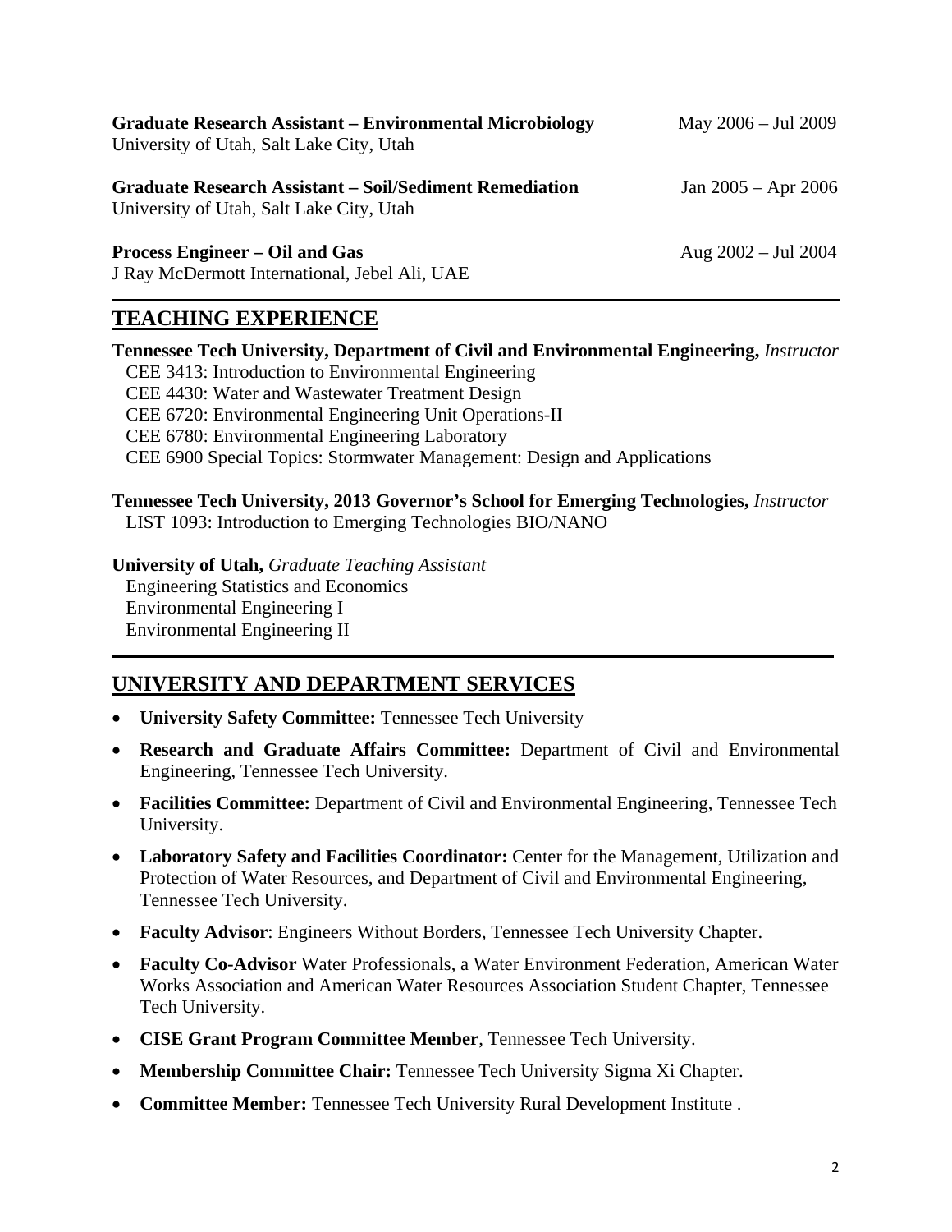**Graduate Research Assistant – Environmental Microbiology** May 2006 – Jul 2009
University of Utah, Salt Lake City, Utah

**Graduate Research Assistant – Soil/Sediment Remediation** Jan 2005 – Apr 2006
University of Utah, Salt Lake City, Utah

**Process Engineer – Oil and Gas** Aug 2002 – Jul 2004
J Ray McDermott International, Jebel Ali, UAE

## TEACHING EXPERIENCE

**Tennessee Tech University, Department of Civil and Environmental Engineering,** *Instructor*
CEE 3413: Introduction to Environmental Engineering
CEE 4430: Water and Wastewater Treatment Design
CEE 6720: Environmental Engineering Unit Operations-II
CEE 6780: Environmental Engineering Laboratory
CEE 6900 Special Topics: Stormwater Management: Design and Applications

**Tennessee Tech University, 2013 Governor's School for Emerging Technologies,** *Instructor*
LIST 1093: Introduction to Emerging Technologies BIO/NANO

**University of Utah,** *Graduate Teaching Assistant*
Engineering Statistics and Economics
Environmental Engineering I
Environmental Engineering II

## UNIVERSITY AND DEPARTMENT SERVICES

- **University Safety Committee:** Tennessee Tech University
- **Research and Graduate Affairs Committee:** Department of Civil and Environmental Engineering, Tennessee Tech University.
- **Facilities Committee:** Department of Civil and Environmental Engineering, Tennessee Tech University.
- **Laboratory Safety and Facilities Coordinator:** Center for the Management, Utilization and Protection of Water Resources, and Department of Civil and Environmental Engineering, Tennessee Tech University.
- **Faculty Advisor**: Engineers Without Borders, Tennessee Tech University Chapter.
- **Faculty Co-Advisor** Water Professionals, a Water Environment Federation, American Water Works Association and American Water Resources Association Student Chapter, Tennessee Tech University.
- **CISE Grant Program Committee Member**, Tennessee Tech University.
- **Membership Committee Chair:** Tennessee Tech University Sigma Xi Chapter.
- **Committee Member:** Tennessee Tech University Rural Development Institute .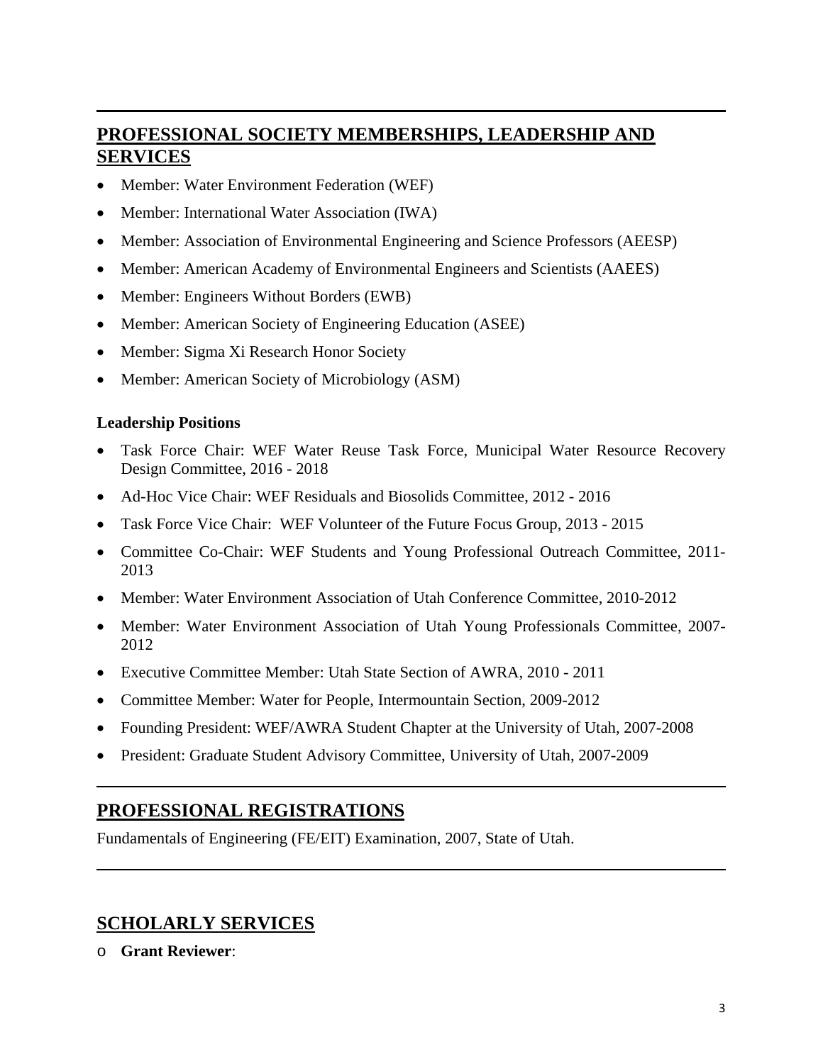## PROFESSIONAL SOCIETY MEMBERSHIPS, LEADERSHIP AND SERVICES

- Member: Water Environment Federation (WEF)
- Member: International Water Association (IWA)
- Member: Association of Environmental Engineering and Science Professors (AEESP)
- Member: American Academy of Environmental Engineers and Scientists (AAEES)
- Member: Engineers Without Borders (EWB)
- Member: American Society of Engineering Education (ASEE)
- Member: Sigma Xi Research Honor Society
- Member: American Society of Microbiology (ASM)

**Leadership Positions**

- Task Force Chair: WEF Water Reuse Task Force, Municipal Water Resource Recovery Design Committee, 2016 - 2018
- Ad-Hoc Vice Chair: WEF Residuals and Biosolids Committee, 2012 - 2016
- Task Force Vice Chair: WEF Volunteer of the Future Focus Group, 2013 - 2015
- Committee Co-Chair: WEF Students and Young Professional Outreach Committee, 2011-2013
- Member: Water Environment Association of Utah Conference Committee, 2010-2012
- Member: Water Environment Association of Utah Young Professionals Committee, 2007-2012
- Executive Committee Member: Utah State Section of AWRA, 2010 - 2011
- Committee Member: Water for People, Intermountain Section, 2009-2012
- Founding President: WEF/AWRA Student Chapter at the University of Utah, 2007-2008
- President: Graduate Student Advisory Committee, University of Utah, 2007-2009

## PROFESSIONAL REGISTRATIONS

Fundamentals of Engineering (FE/EIT) Examination, 2007, State of Utah.

## SCHOLARLY SERVICES

- **Grant Reviewer**: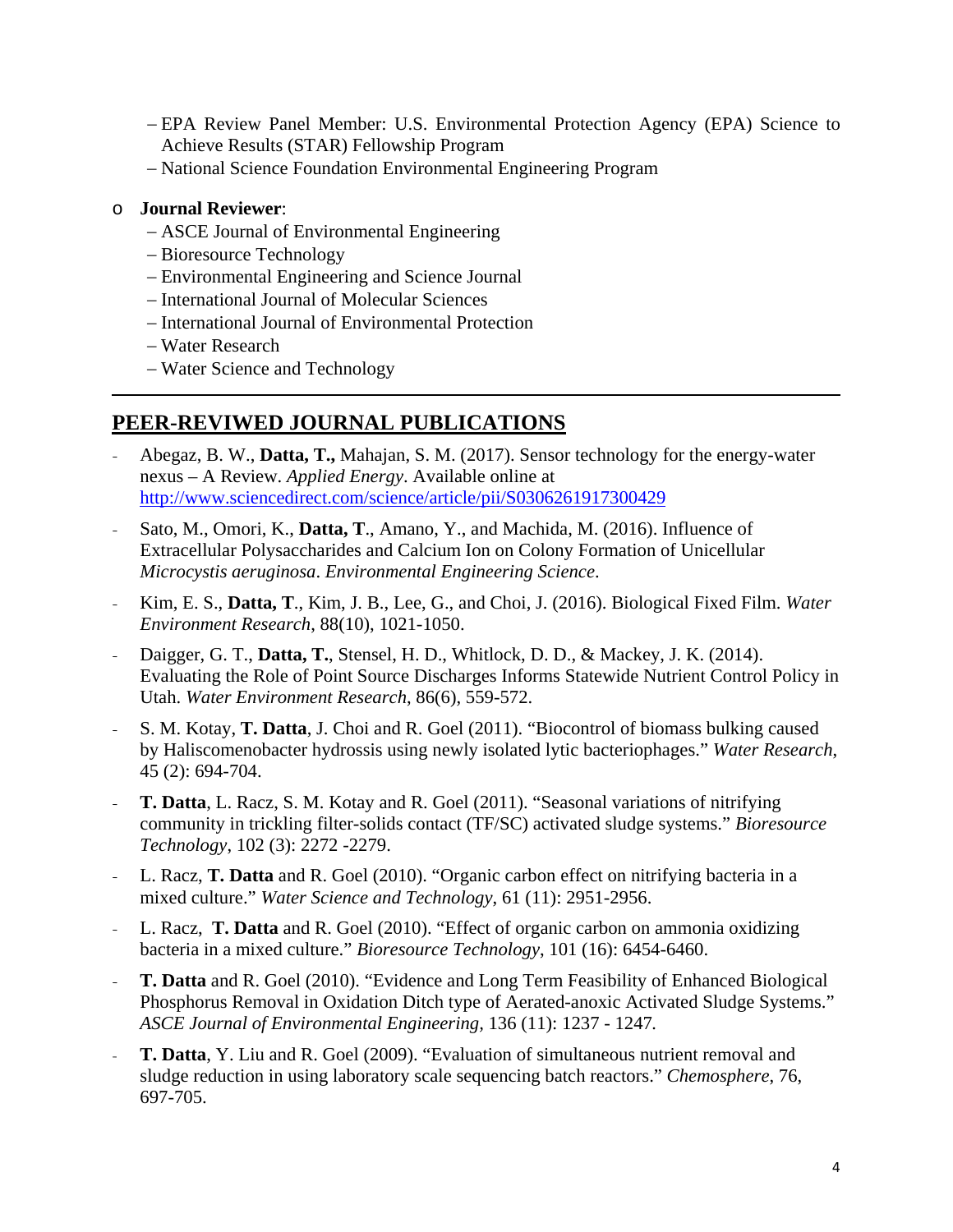– EPA Review Panel Member: U.S. Environmental Protection Agency (EPA) Science to Achieve Results (STAR) Fellowship Program
– National Science Foundation Environmental Engineering Program

- **Journal Reviewer**:
  – ASCE Journal of Environmental Engineering
  – Bioresource Technology
  – Environmental Engineering and Science Journal
  – International Journal of Molecular Sciences
  – International Journal of Environmental Protection
  – Water Research
  – Water Science and Technology

---

## PEER-REVIWED JOURNAL PUBLICATIONS

- Abegaz, B. W., **Datta, T.,** Mahajan, S. M. (2017). Sensor technology for the energy-water nexus – A Review. *Applied Energy*. Available online at http://www.sciencedirect.com/science/article/pii/S0306261917300429
- Sato, M., Omori, K., **Datta, T**., Amano, Y., and Machida, M. (2016). Influence of Extracellular Polysaccharides and Calcium Ion on Colony Formation of Unicellular *Microcystis aeruginosa*. *Environmental Engineering Science*.
- Kim, E. S., **Datta, T**., Kim, J. B., Lee, G., and Choi, J. (2016). Biological Fixed Film. *Water Environment Research*, 88(10), 1021-1050.
- Daigger, G. T., **Datta, T.**, Stensel, H. D., Whitlock, D. D., & Mackey, J. K. (2014). Evaluating the Role of Point Source Discharges Informs Statewide Nutrient Control Policy in Utah. *Water Environment Research*, 86(6), 559-572.
- S. M. Kotay, **T. Datta**, J. Choi and R. Goel (2011). "Biocontrol of biomass bulking caused by Haliscomenobacter hydrossis using newly isolated lytic bacteriophages." *Water Research*, 45 (2): 694-704.
- **T. Datta**, L. Racz, S. M. Kotay and R. Goel (2011). "Seasonal variations of nitrifying community in trickling filter-solids contact (TF/SC) activated sludge systems." *Bioresource Technology*, 102 (3): 2272 -2279.
- L. Racz, **T. Datta** and R. Goel (2010). "Organic carbon effect on nitrifying bacteria in a mixed culture." *Water Science and Technology*, 61 (11): 2951-2956.
- L. Racz, **T. Datta** and R. Goel (2010). "Effect of organic carbon on ammonia oxidizing bacteria in a mixed culture." *Bioresource Technology*, 101 (16): 6454-6460.
- **T. Datta** and R. Goel (2010). "Evidence and Long Term Feasibility of Enhanced Biological Phosphorus Removal in Oxidation Ditch type of Aerated-anoxic Activated Sludge Systems." *ASCE Journal of Environmental Engineering*, 136 (11): 1237 - 1247.
- **T. Datta**, Y. Liu and R. Goel (2009). "Evaluation of simultaneous nutrient removal and sludge reduction in using laboratory scale sequencing batch reactors." *Chemosphere*, 76, 697-705.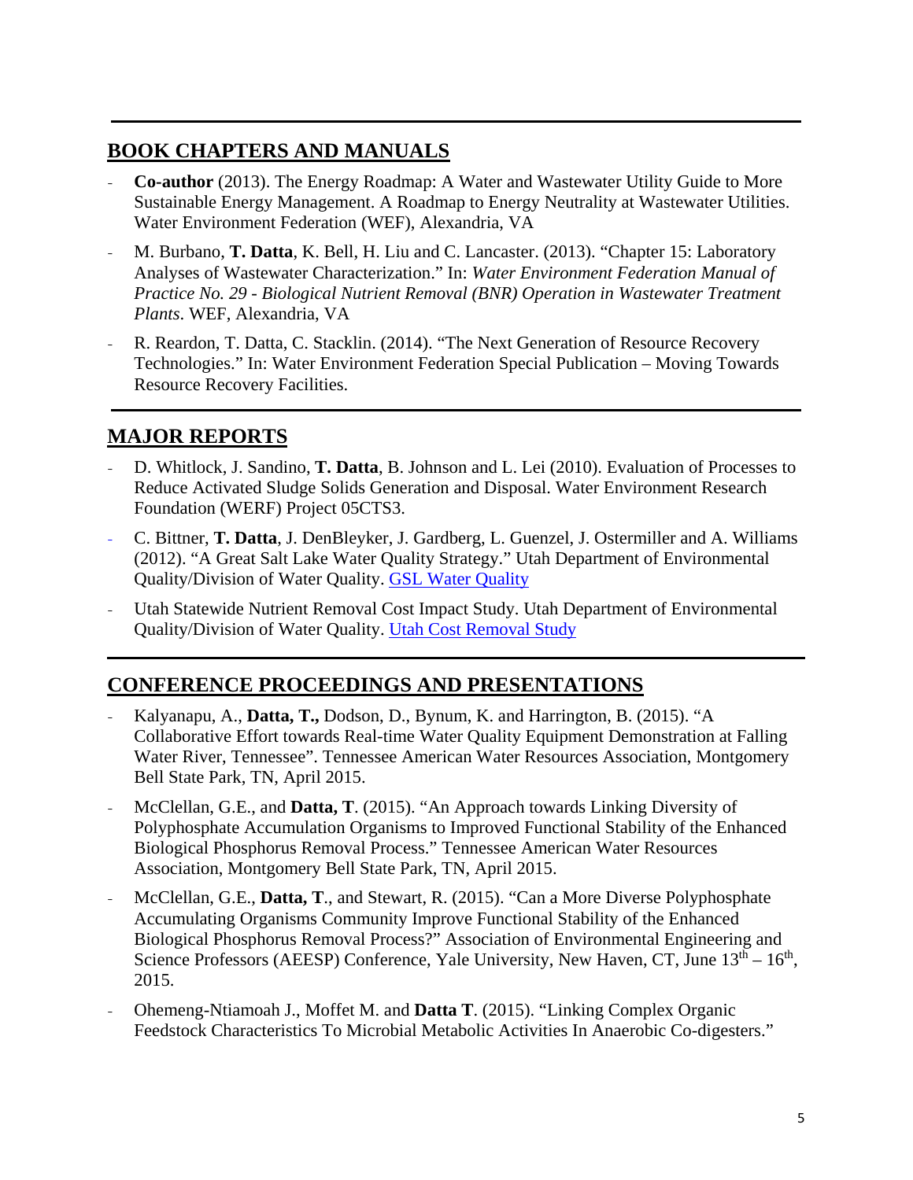## BOOK CHAPTERS AND MANUALS

- **Co-author** (2013). The Energy Roadmap: A Water and Wastewater Utility Guide to More Sustainable Energy Management. A Roadmap to Energy Neutrality at Wastewater Utilities. Water Environment Federation (WEF), Alexandria, VA
- M. Burbano, **T. Datta**, K. Bell, H. Liu and C. Lancaster. (2013). "Chapter 15: Laboratory Analyses of Wastewater Characterization." In: *Water Environment Federation Manual of Practice No. 29 - Biological Nutrient Removal (BNR) Operation in Wastewater Treatment Plants*. WEF, Alexandria, VA
- R. Reardon, T. Datta, C. Stacklin. (2014). "The Next Generation of Resource Recovery Technologies." In: Water Environment Federation Special Publication – Moving Towards Resource Recovery Facilities.

## MAJOR REPORTS

- D. Whitlock, J. Sandino, **T. Datta**, B. Johnson and L. Lei (2010). Evaluation of Processes to Reduce Activated Sludge Solids Generation and Disposal. Water Environment Research Foundation (WERF) Project 05CTS3.
- C. Bittner, **T. Datta**, J. DenBleyker, J. Gardberg, L. Guenzel, J. Ostermiller and A. Williams (2012). "A Great Salt Lake Water Quality Strategy." Utah Department of Environmental Quality/Division of Water Quality. GSL Water Quality
- Utah Statewide Nutrient Removal Cost Impact Study. Utah Department of Environmental Quality/Division of Water Quality. Utah Cost Removal Study

## CONFERENCE PROCEEDINGS AND PRESENTATIONS

- Kalyanapu, A., **Datta, T.,** Dodson, D., Bynum, K. and Harrington, B. (2015). "A Collaborative Effort towards Real-time Water Quality Equipment Demonstration at Falling Water River, Tennessee". Tennessee American Water Resources Association, Montgomery Bell State Park, TN, April 2015.
- McClellan, G.E., and **Datta, T**. (2015). "An Approach towards Linking Diversity of Polyphosphate Accumulation Organisms to Improved Functional Stability of the Enhanced Biological Phosphorus Removal Process." Tennessee American Water Resources Association, Montgomery Bell State Park, TN, April 2015.
- McClellan, G.E., **Datta, T**., and Stewart, R. (2015). "Can a More Diverse Polyphosphate Accumulating Organisms Community Improve Functional Stability of the Enhanced Biological Phosphorus Removal Process?" Association of Environmental Engineering and Science Professors (AEESP) Conference, Yale University, New Haven, CT, June 13th – 16th, 2015.
- Ohemeng-Ntiamoah J., Moffet M. and **Datta T**. (2015). "Linking Complex Organic Feedstock Characteristics To Microbial Metabolic Activities In Anaerobic Co-digesters."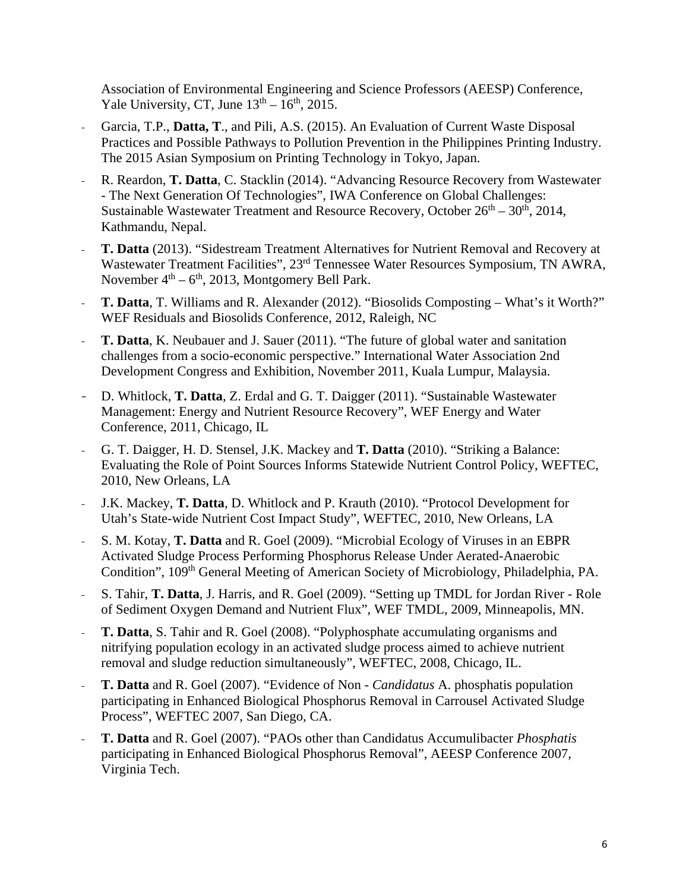Association of Environmental Engineering and Science Professors (AEESP) Conference, Yale University, CT, June 13th – 16th, 2015.

- Garcia, T.P., **Datta, T**., and Pili, A.S. (2015). An Evaluation of Current Waste Disposal Practices and Possible Pathways to Pollution Prevention in the Philippines Printing Industry. The 2015 Asian Symposium on Printing Technology in Tokyo, Japan.
- R. Reardon, **T. Datta**, C. Stacklin (2014). "Advancing Resource Recovery from Wastewater - The Next Generation Of Technologies", IWA Conference on Global Challenges: Sustainable Wastewater Treatment and Resource Recovery, October 26th – 30th, 2014, Kathmandu, Nepal.
- **T. Datta** (2013). "Sidestream Treatment Alternatives for Nutrient Removal and Recovery at Wastewater Treatment Facilities", 23rd Tennessee Water Resources Symposium, TN AWRA, November 4th – 6th, 2013, Montgomery Bell Park.
- **T. Datta**, T. Williams and R. Alexander (2012). "Biosolids Composting – What's it Worth?" WEF Residuals and Biosolids Conference, 2012, Raleigh, NC
- **T. Datta**, K. Neubauer and J. Sauer (2011). "The future of global water and sanitation challenges from a socio-economic perspective." International Water Association 2nd Development Congress and Exhibition, November 2011, Kuala Lumpur, Malaysia.
- D. Whitlock, **T. Datta**, Z. Erdal and G. T. Daigger (2011). "Sustainable Wastewater Management: Energy and Nutrient Resource Recovery", WEF Energy and Water Conference, 2011, Chicago, IL
- G. T. Daigger, H. D. Stensel, J.K. Mackey and **T. Datta** (2010). "Striking a Balance: Evaluating the Role of Point Sources Informs Statewide Nutrient Control Policy, WEFTEC, 2010, New Orleans, LA
- J.K. Mackey, **T. Datta**, D. Whitlock and P. Krauth (2010). "Protocol Development for Utah's State-wide Nutrient Cost Impact Study", WEFTEC, 2010, New Orleans, LA
- S. M. Kotay, **T. Datta** and R. Goel (2009). "Microbial Ecology of Viruses in an EBPR Activated Sludge Process Performing Phosphorus Release Under Aerated-Anaerobic Condition", 109th General Meeting of American Society of Microbiology, Philadelphia, PA.
- S. Tahir, **T. Datta**, J. Harris, and R. Goel (2009). "Setting up TMDL for Jordan River - Role of Sediment Oxygen Demand and Nutrient Flux", WEF TMDL, 2009, Minneapolis, MN.
- **T. Datta**, S. Tahir and R. Goel (2008). "Polyphosphate accumulating organisms and nitrifying population ecology in an activated sludge process aimed to achieve nutrient removal and sludge reduction simultaneously", WEFTEC, 2008, Chicago, IL.
- **T. Datta** and R. Goel (2007). "Evidence of Non - *Candidatus* A. phosphatis population participating in Enhanced Biological Phosphorus Removal in Carrousel Activated Sludge Process", WEFTEC 2007, San Diego, CA.
- **T. Datta** and R. Goel (2007). "PAOs other than Candidatus Accumulibacter *Phosphatis* participating in Enhanced Biological Phosphorus Removal", AEESP Conference 2007, Virginia Tech.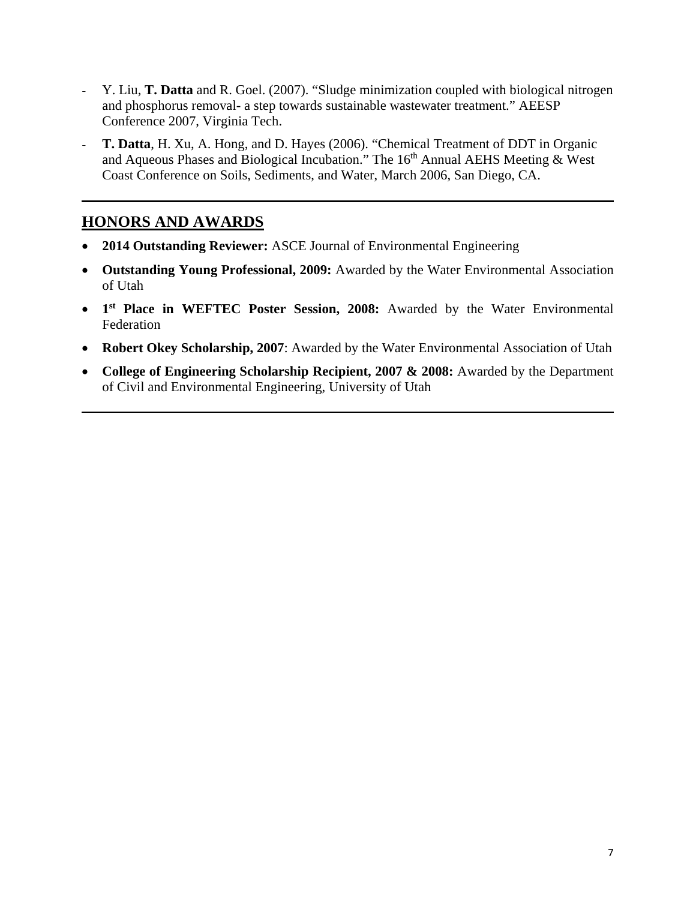- Y. Liu, **T. Datta** and R. Goel. (2007). "Sludge minimization coupled with biological nitrogen and phosphorus removal- a step towards sustainable wastewater treatment." AEESP Conference 2007, Virginia Tech.
- **T. Datta**, H. Xu, A. Hong, and D. Hayes (2006). "Chemical Treatment of DDT in Organic and Aqueous Phases and Biological Incubation." The 16th Annual AEHS Meeting & West Coast Conference on Soils, Sediments, and Water, March 2006, San Diego, CA.

---

## HONORS AND AWARDS

- **2014 Outstanding Reviewer:** ASCE Journal of Environmental Engineering
- **Outstanding Young Professional, 2009:** Awarded by the Water Environmental Association of Utah
- **1st Place in WEFTEC Poster Session, 2008:** Awarded by the Water Environmental Federation
- **Robert Okey Scholarship, 2007**: Awarded by the Water Environmental Association of Utah
- **College of Engineering Scholarship Recipient, 2007 & 2008:** Awarded by the Department of Civil and Environmental Engineering, University of Utah

---